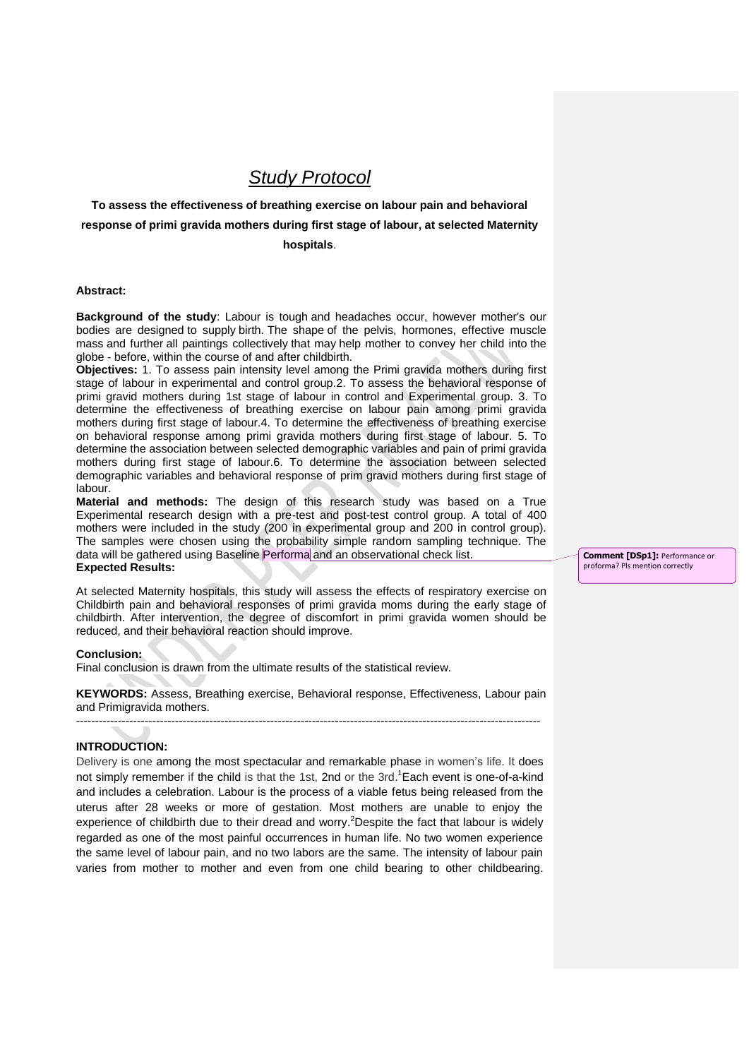# *Study Protocol*

**To assess the effectiveness of breathing exercise on labour pain and behavioral response of primi gravida mothers during first stage of labour, at selected Maternity hospitals**.

**Abstract:**

**Background of the study**: Labour is tough and headaches occur, however mother's our bodies are designed to supply birth. The shape of the pelvis, hormones, effective muscle mass and further all paintings collectively that may help mother to convey her child into the globe - before, within the course of and after childbirth.

**Objectives:** 1. To assess pain intensity level among the Primi gravida mothers during first stage of labour in experimental and control group.2. To assess the behavioral response of primi gravid mothers during 1st stage of labour in control and Experimental group. 3. To determine the effectiveness of breathing exercise on labour pain among primi gravida mothers during first stage of labour.4. To determine the effectiveness of breathing exercise on behavioral response among primi gravida mothers during first stage of labour. 5. To determine the association between selected demographic variables and pain of primi gravida mothers during first stage of labour.6. To determine the association between selected demographic variables and behavioral response of prim gravid mothers during first stage of labour.

**Material and methods:** The design of this research study was based on a True Experimental research design with a pre-test and post-test control group. A total of 400 mothers were included in the study (200 in experimental group and 200 in control group). The samples were chosen using the probability simple random sampling technique. The data will be gathered using Baseline Performa and an observational check list.

**Expected Results:**

At selected Maternity hospitals, this study will assess the effects of respiratory exercise on Childbirth pain and behavioral responses of primi gravida moms during the early stage of childbirth. After intervention, the degree of discomfort in primi gravida women should be reduced, and their behavioral reaction should improve.

**Conclusion:**

Final conclusion is drawn from the ultimate results of the statistical review.

**KEYWORDS:** Assess, Breathing exercise, Behavioral response, Effectiveness, Labour pain and Primigravida mothers.

---

**INTRODUCTION:**

Delivery is one among the most spectacular and remarkable phase in women's life. It does not simply remember if the child is that the 1st, 2nd or the 3rd.[1] Each event is one-of-a-kind and includes a celebration. Labour is the process of a viable fetus being released from the uterus after 28 weeks or more of gestation. Most mothers are unable to enjoy the experience of childbirth due to their dread and worry.[2] Despite the fact that labour is widely regarded as one of the most painful occurrences in human life. No two women experience the same level of labour pain, and no two labors are the same. The intensity of labour pain varies from mother to mother and even from one child bearing to other childbearing.

**Comment [DSp1]:** Performance or proforma? Pls mention correctly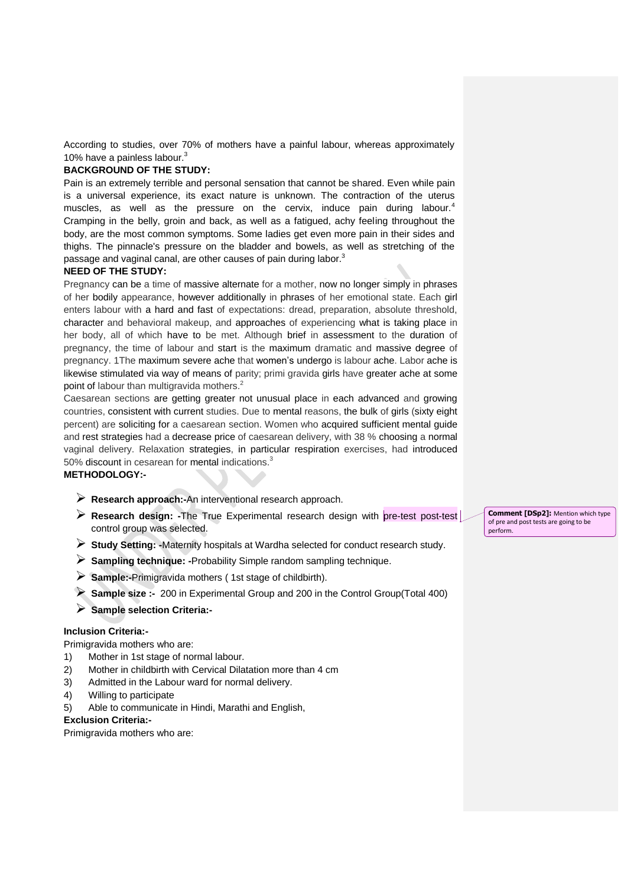According to studies, over 70% of mothers have a painful labour, whereas approximately 10% have a painless labour.[3]

**BACKGROUND OF THE STUDY:**

Pain is an extremely terrible and personal sensation that cannot be shared. Even while pain is a universal experience, its exact nature is unknown. The contraction of the uterus muscles, as well as the pressure on the cervix, induce pain during labour.[4] Cramping in the belly, groin and back, as well as a fatigued, achy feeling throughout the body, are the most common symptoms. Some ladies get even more pain in their sides and thighs. The pinnacle's pressure on the bladder and bowels, as well as stretching of the passage and vaginal canal, are other causes of pain during labor.[3]

**NEED OF THE STUDY:**

Pregnancy can be a time of massive alternate for a mother, now no longer simply in phrases of her bodily appearance, however additionally in phrases of her emotional state. Each girl enters labour with a hard and fast of expectations: dread, preparation, absolute threshold, character and behavioral makeup, and approaches of experiencing what is taking place in her body, all of which have to be met. Although brief in assessment to the duration of pregnancy, the time of labour and start is the maximum dramatic and massive degree of pregnancy. 1The maximum severe ache that women's undergo is labour ache. Labor ache is likewise stimulated via way of means of parity; primi gravida girls have greater ache at some point of labour than multigravida mothers.[2]

Caesarean sections are getting greater not unusual place in each advanced and growing countries, consistent with current studies. Due to mental reasons, the bulk of girls (sixty eight percent) are soliciting for a caesarean section. Women who acquired sufficient mental guide and rest strategies had a decrease price of caesarean delivery, with 38 % choosing a normal vaginal delivery. Relaxation strategies, in particular respiration exercises, had introduced 50% discount in cesarean for mental indications.[3]

**METHODOLOGY:-**

- **Research approach:-**An interventional research approach.
- **Research design: -**The True Experimental research design with pre-test post-test control group was selected.
- **Study Setting: -**Maternity hospitals at Wardha selected for conduct research study.
- **Sampling technique: -**Probability Simple random sampling technique.
- **Sample:-**Primigravida mothers ( 1st stage of childbirth).
- **Sample size :-** 200 in Experimental Group and 200 in the Control Group(Total 400)
- **Sample selection Criteria:-**

**Inclusion Criteria:-**

Primigravida mothers who are:

1) Mother in 1st stage of normal labour.
2) Mother in childbirth with Cervical Dilatation more than 4 cm
3) Admitted in the Labour ward for normal delivery.
4) Willing to participate
5) Able to communicate in Hindi, Marathi and English,

**Exclusion Criteria:-**

Primigravida mothers who are:

**Comment [DSp2]:** Mention which type of pre and post tests are going to be perform.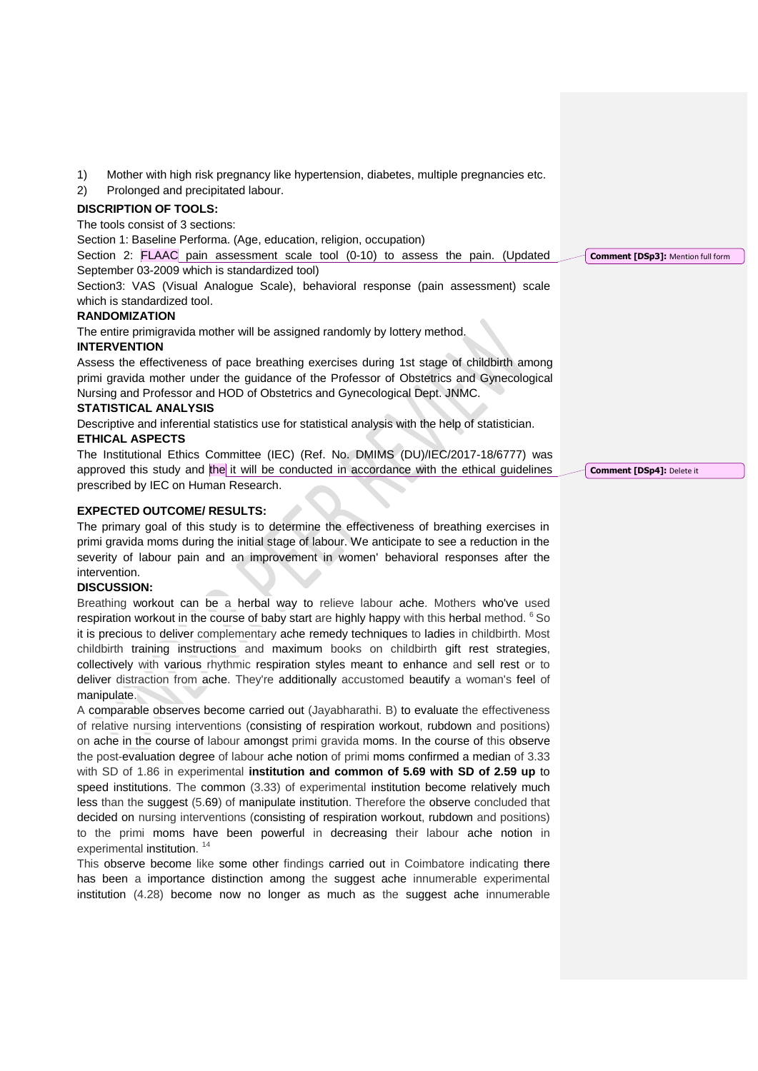1) Mother with high risk pregnancy like hypertension, diabetes, multiple pregnancies etc.
2) Prolonged and precipitated labour.

**DISCRIPTION OF TOOLS:**

The tools consist of 3 sections:

Section 1: Baseline Performa. (Age, education, religion, occupation)

Section 2: FLAAC pain assessment scale tool (0-10) to assess the pain. (Updated September 03-2009 which is standardized tool)

Comment [DSp3]: Mention full form

Section3: VAS (Visual Analogue Scale), behavioral response (pain assessment) scale which is standardized tool.

**RANDOMIZATION**

The entire primigravida mother will be assigned randomly by lottery method.

**INTERVENTION**

Assess the effectiveness of pace breathing exercises during 1st stage of childbirth among primi gravida mother under the guidance of the Professor of Obstetrics and Gynecological Nursing and Professor and HOD of Obstetrics and Gynecological Dept. JNMC.

**STATISTICAL ANALYSIS**

Descriptive and inferential statistics use for statistical analysis with the help of statistician.

**ETHICAL ASPECTS**

The Institutional Ethics Committee (IEC) (Ref. No. DMIMS (DU)/IEC/2017-18/6777) was approved this study and the it will be conducted in accordance with the ethical guidelines prescribed by IEC on Human Research.

Comment [DSp4]: Delete it

**EXPECTED OUTCOME/ RESULTS:**

The primary goal of this study is to determine the effectiveness of breathing exercises in primi gravida moms during the initial stage of labour. We anticipate to see a reduction in the severity of labour pain and an improvement in women' behavioral responses after the intervention.

**DISCUSSION:**

Breathing workout can be a herbal way to relieve labour ache. Mothers who've used respiration workout in the course of baby start are highly happy with this herbal method. [6] So it is precious to deliver complementary ache remedy techniques to ladies in childbirth. Most childbirth training instructions and maximum books on childbirth gift rest strategies, collectively with various rhythmic respiration styles meant to enhance and sell rest or to deliver distraction from ache. They're additionally accustomed beautify a woman's feel of manipulate.

A comparable observes become carried out (Jayabharathi. B) to evaluate the effectiveness of relative nursing interventions (consisting of respiration workout, rubdown and positions) on ache in the course of labour amongst primi gravida moms. In the course of this observe the post-evaluation degree of labour ache notion of primi moms confirmed a median of 3.33 with SD of 1.86 in experimental **institution and common of 5.69 with SD of 2.59 up** to speed institutions. The common (3.33) of experimental institution become relatively much less than the suggest (5.69) of manipulate institution. Therefore the observe concluded that decided on nursing interventions (consisting of respiration workout, rubdown and positions) to the primi moms have been powerful in decreasing their labour ache notion in experimental institution. [14]

This observe become like some other findings carried out in Coimbatore indicating there has been a importance distinction among the suggest ache innumerable experimental institution (4.28) become now no longer as much as the suggest ache innumerable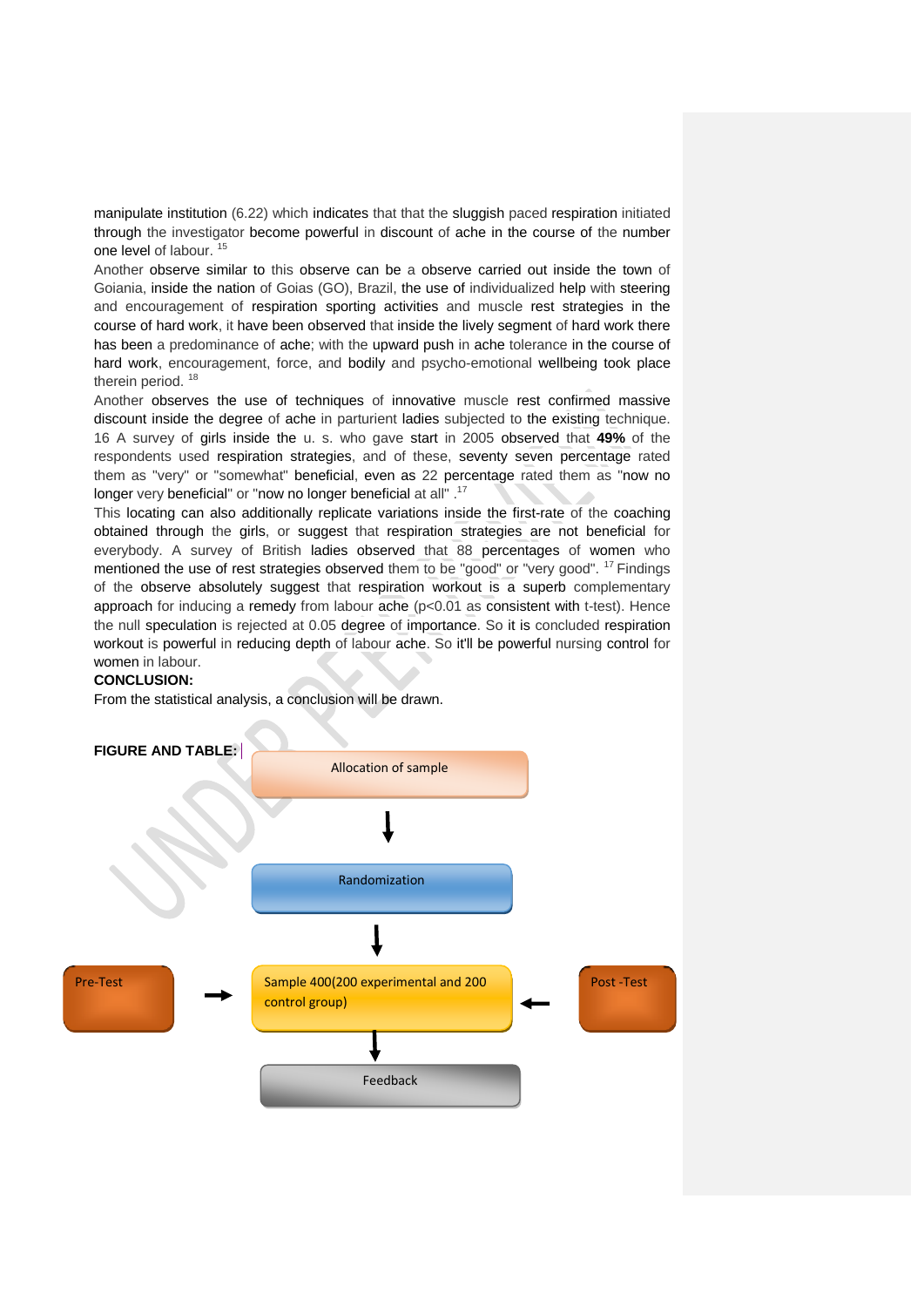manipulate institution (6.22) which indicates that that the sluggish paced respiration initiated through the investigator become powerful in discount of ache in the course of the number one level of labour. [15]

Another observe similar to this observe can be a observe carried out inside the town of Goiania, inside the nation of Goias (GO), Brazil, the use of individualized help with steering and encouragement of respiration sporting activities and muscle rest strategies in the course of hard work, it have been observed that inside the lively segment of hard work there has been a predominance of ache; with the upward push in ache tolerance in the course of hard work, encouragement, force, and bodily and psycho-emotional wellbeing took place therein period. [18]

Another observes the use of techniques of innovative muscle rest confirmed massive discount inside the degree of ache in parturient ladies subjected to the existing technique. 16 A survey of girls inside the u. s. who gave start in 2005 observed that **49%** of the respondents used respiration strategies, and of these, seventy seven percentage rated them as "very" or "somewhat" beneficial, even as 22 percentage rated them as "now no longer very beneficial" or "now no longer beneficial at all" .[17]

This locating can also additionally replicate variations inside the first-rate of the coaching obtained through the girls, or suggest that respiration strategies are not beneficial for everybody. A survey of British ladies observed that 88 percentages of women who mentioned the use of rest strategies observed them to be "good" or "very good". [17] Findings of the observe absolutely suggest that respiration workout is a superb complementary approach for inducing a remedy from labour ache ($p<0.01$ as consistent with t-test). Hence the null speculation is rejected at 0.05 degree of importance. So it is concluded respiration workout is powerful in reducing depth of labour ache. So it'll be powerful nursing control for women in labour.

**CONCLUSION:**

From the statistical analysis, a conclusion will be drawn.

**FIGURE AND TABLE:**

Allocation of sample → Randomization → Sample 400(200 experimental and 200 control group) → Feedback

Pre-Test → Sample 400(200 experimental and 200 control group) ← Post -Test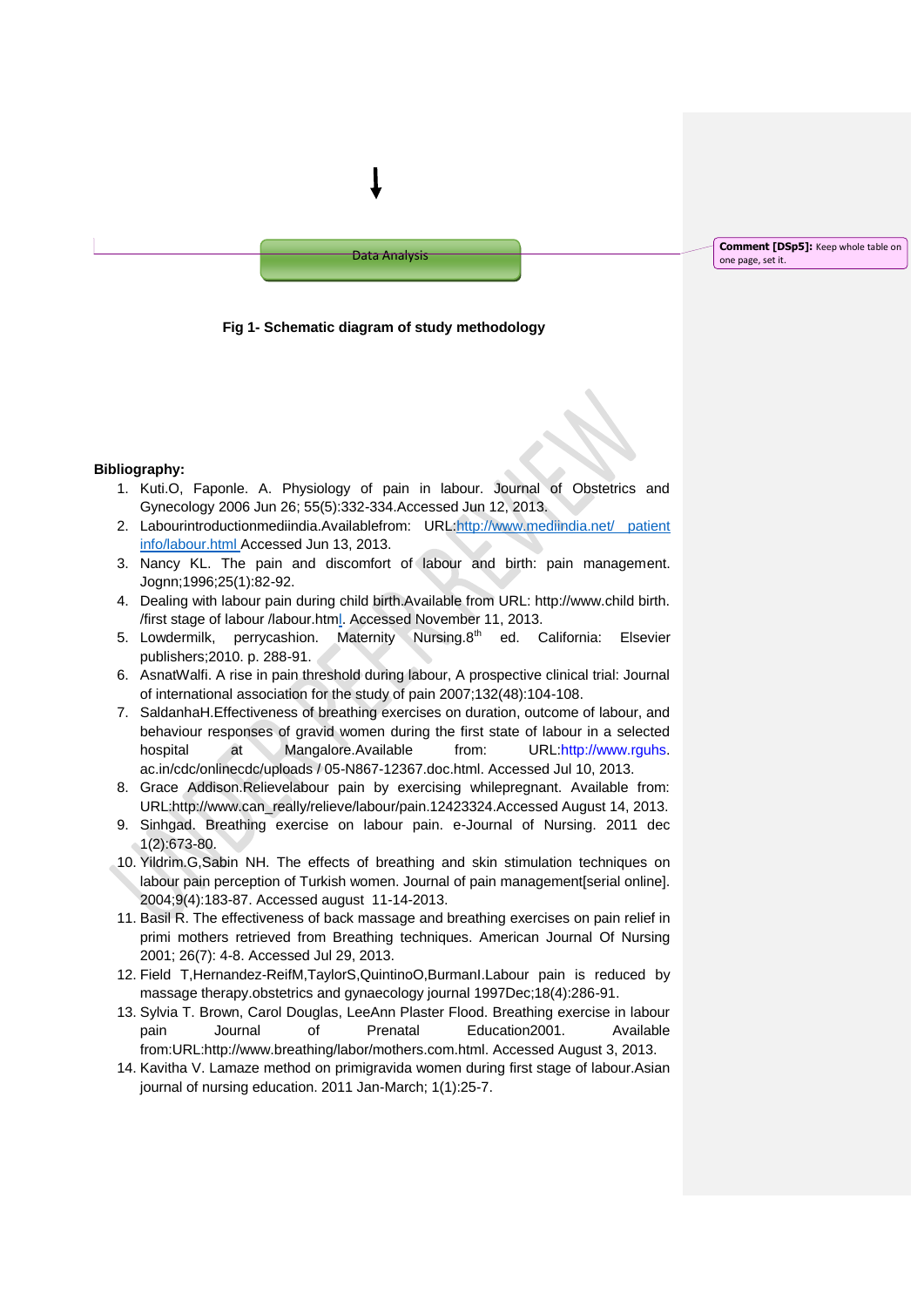Data Analysis

**Fig 1- Schematic diagram of study methodology**

**Bibliography:**

1. Kuti.O, Faponle. A. Physiology of pain in labour. Journal of Obstetrics and Gynecology 2006 Jun 26; 55(5):332-334.Accessed Jun 12, 2013.
2. Labourintroductionmediindia.Availablefrom: URL:http://www.mediindia.net/ patient info/labour.html Accessed Jun 13, 2013.
3. Nancy KL. The pain and discomfort of labour and birth: pain management. Jognn;1996;25(1):82-92.
4. Dealing with labour pain during child birth.Available from URL: http://www.child birth. /first stage of labour /labour.html. Accessed November 11, 2013.
5. Lowdermilk, perrycashion. Maternity Nursing.8th ed. California: Elsevier publishers;2010. p. 288-91.
6. AsnatWalfi. A rise in pain threshold during labour, A prospective clinical trial: Journal of international association for the study of pain 2007;132(48):104-108.
7. SaldanhaH.Effectiveness of breathing exercises on duration, outcome of labour, and behaviour responses of gravid women during the first state of labour in a selected hospital at Mangalore.Available from: URL:http://www.rguhs. ac.in/cdc/onlinecdc/uploads / 05-N867-12367.doc.html. Accessed Jul 10, 2013.
8. Grace Addison.Relievelabour pain by exercising whilepregnant. Available from: URL:http://www.can_really/relieve/labour/pain.12423324.Accessed August 14, 2013.
9. Sinhgad. Breathing exercise on labour pain. e-Journal of Nursing. 2011 dec 1(2):673-80.
10. Yildrim.G,Sabin NH. The effects of breathing and skin stimulation techniques on labour pain perception of Turkish women. Journal of pain management[serial online]. 2004;9(4):183-87. Accessed august 11-14-2013.
11. Basil R. The effectiveness of back massage and breathing exercises on pain relief in primi mothers retrieved from Breathing techniques. American Journal Of Nursing 2001; 26(7): 4-8. Accessed Jul 29, 2013.
12. Field T,Hernandez-ReifM,TaylorS,QuintinoO,BurmanI.Labour pain is reduced by massage therapy.obstetrics and gynaecology journal 1997Dec;18(4):286-91.
13. Sylvia T. Brown, Carol Douglas, LeeAnn Plaster Flood. Breathing exercise in labour pain Journal of Prenatal Education2001. Available from:URL:http://www.breathing/labor/mothers.com.html. Accessed August 3, 2013.
14. Kavitha V. Lamaze method on primigravida women during first stage of labour.Asian journal of nursing education. 2011 Jan-March; 1(1):25-7.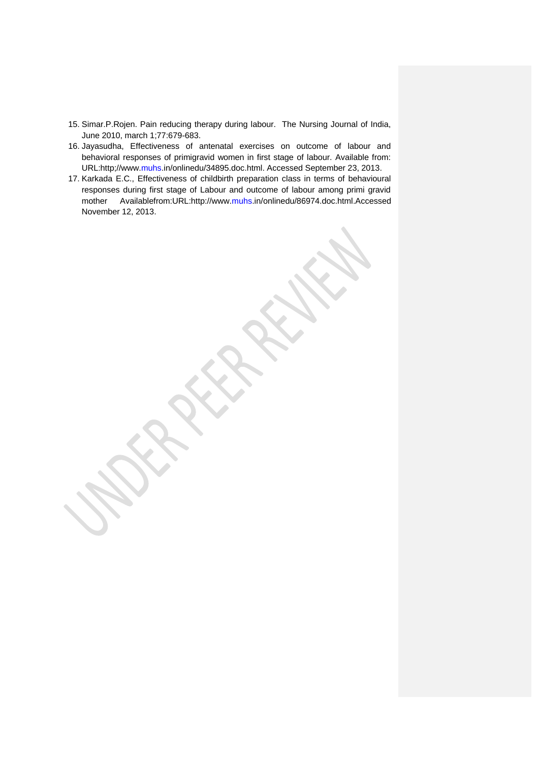15. Simar.P.Rojen. Pain reducing therapy during labour. The Nursing Journal of India, June 2010, march 1;77:679-683.
16. Jayasudha, Effectiveness of antenatal exercises on outcome of labour and behavioral responses of primigravid women in first stage of labour. Available from: URL:http;//www.muhs.in/onlinedu/34895.doc.html. Accessed September 23, 2013.
17. Karkada E.C., Effectiveness of childbirth preparation class in terms of behavioural responses during first stage of Labour and outcome of labour among primi gravid mother Availablefrom:URL:http://www.muhs.in/onlinedu/86974.doc.html.Accessed November 12, 2013.